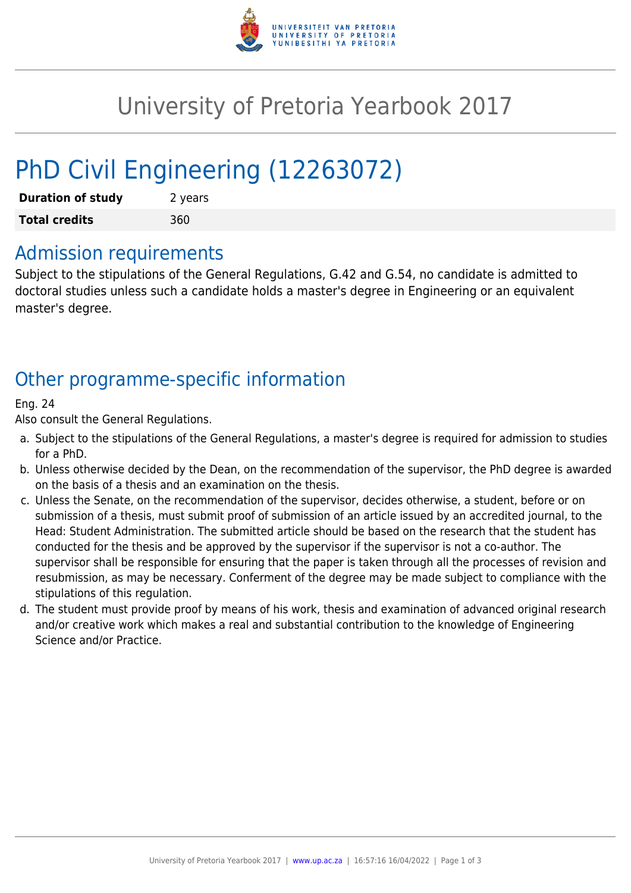# University of Pretoria Yearbook 2017

# PhD Civil Engineering (12263072)

| **Duration of study** | 2 years |
| --- | --- |
| **Total credits** | 360 |

## Admission requirements

Subject to the stipulations of the General Regulations, G.42 and G.54, no candidate is admitted to doctoral studies unless such a candidate holds a master's degree in Engineering or an equivalent master's degree.

## Other programme-specific information

Eng. 24
Also consult the General Regulations.

a. Subject to the stipulations of the General Regulations, a master's degree is required for admission to studies for a PhD.
b. Unless otherwise decided by the Dean, on the recommendation of the supervisor, the PhD degree is awarded on the basis of a thesis and an examination on the thesis.
c. Unless the Senate, on the recommendation of the supervisor, decides otherwise, a student, before or on submission of a thesis, must submit proof of submission of an article issued by an accredited journal, to the Head: Student Administration. The submitted article should be based on the research that the student has conducted for the thesis and be approved by the supervisor if the supervisor is not a co-author. The supervisor shall be responsible for ensuring that the paper is taken through all the processes of revision and resubmission, as may be necessary. Conferment of the degree may be made subject to compliance with the stipulations of this regulation.
d. The student must provide proof by means of his work, thesis and examination of advanced original research and/or creative work which makes a real and substantial contribution to the knowledge of Engineering Science and/or Practice.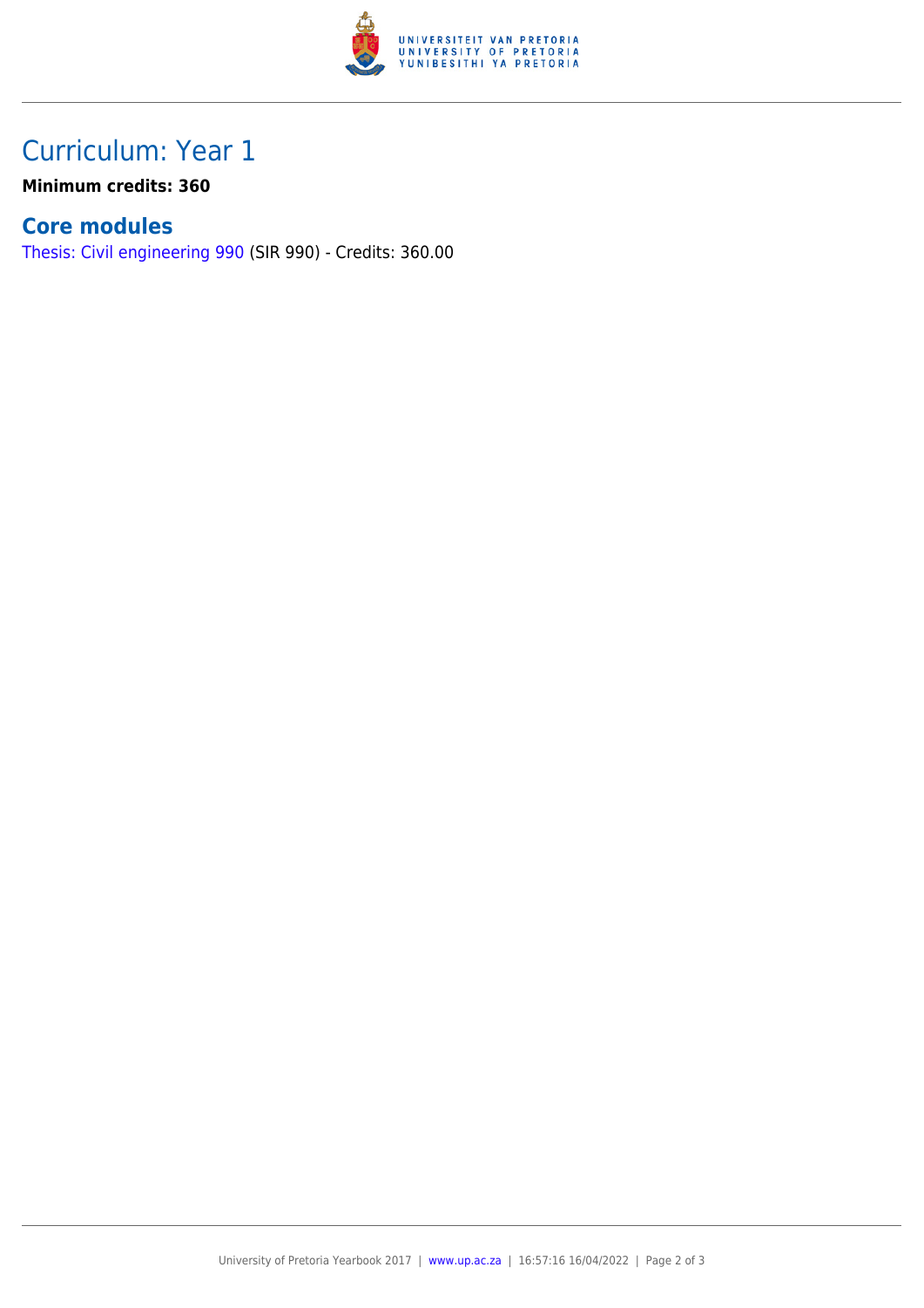# Curriculum: Year 1

**Minimum credits: 360**

## Core modules

Thesis: Civil engineering 990 (SIR 990) - Credits: 360.00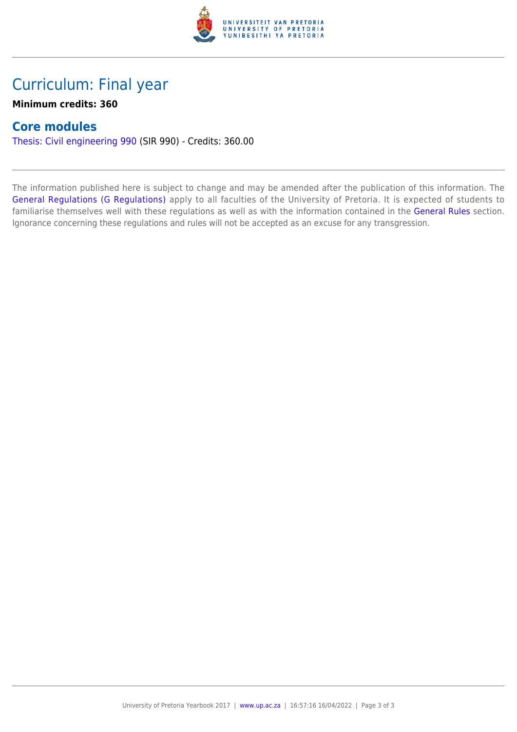# Curriculum: Final year

**Minimum credits: 360**

## Core modules

Thesis: Civil engineering 990 (SIR 990) - Credits: 360.00

The information published here is subject to change and may be amended after the publication of this information. The General Regulations (G Regulations) apply to all faculties of the University of Pretoria. It is expected of students to familiarise themselves well with these regulations as well as with the information contained in the General Rules section. Ignorance concerning these regulations and rules will not be accepted as an excuse for any transgression.